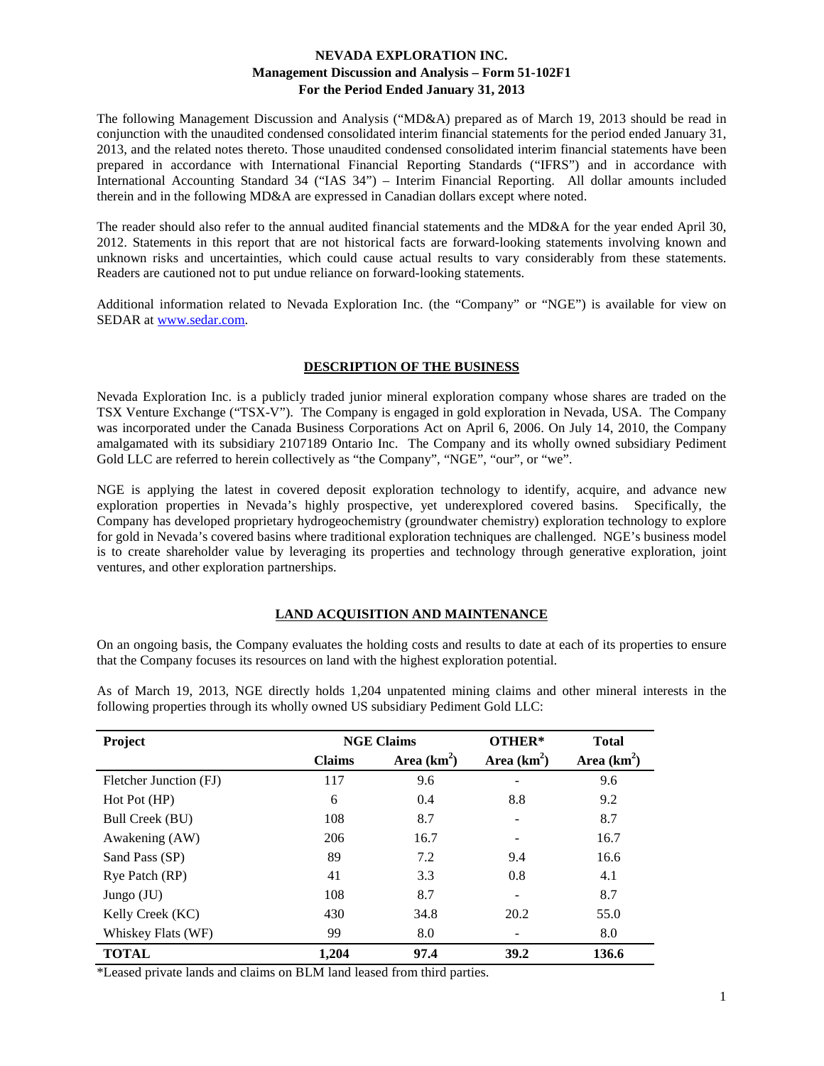# NEVADA EXPLORATION INC.
## Management Discussion and Analysis – Form 51-102F1
### For the Period Ended January 31, 2013

The following Management Discussion and Analysis ("MD&A") prepared as of March 19, 2013 should be read in conjunction with the unaudited condensed consolidated interim financial statements for the period ended January 31, 2013, and the related notes thereto. Those unaudited condensed consolidated interim financial statements have been prepared in accordance with International Financial Reporting Standards ("IFRS") and in accordance with International Accounting Standard 34 ("IAS 34") – Interim Financial Reporting. All dollar amounts included therein and in the following MD&A are expressed in Canadian dollars except where noted.

The reader should also refer to the annual audited financial statements and the MD&A for the year ended April 30, 2012. Statements in this report that are not historical facts are forward-looking statements involving known and unknown risks and uncertainties, which could cause actual results to vary considerably from these statements. Readers are cautioned not to put undue reliance on forward-looking statements.

Additional information related to Nevada Exploration Inc. (the "Company" or "NGE") is available for view on SEDAR at www.sedar.com.

## DESCRIPTION OF THE BUSINESS

Nevada Exploration Inc. is a publicly traded junior mineral exploration company whose shares are traded on the TSX Venture Exchange ("TSX-V"). The Company is engaged in gold exploration in Nevada, USA. The Company was incorporated under the Canada Business Corporations Act on April 6, 2006. On July 14, 2010, the Company amalgamated with its subsidiary 2107189 Ontario Inc. The Company and its wholly owned subsidiary Pediment Gold LLC are referred to herein collectively as "the Company", "NGE", "our", or "we".

NGE is applying the latest in covered deposit exploration technology to identify, acquire, and advance new exploration properties in Nevada's highly prospective, yet underexplored covered basins. Specifically, the Company has developed proprietary hydrogeochemistry (groundwater chemistry) exploration technology to explore for gold in Nevada's covered basins where traditional exploration techniques are challenged. NGE's business model is to create shareholder value by leveraging its properties and technology through generative exploration, joint ventures, and other exploration partnerships.

## LAND ACQUISITION AND MAINTENANCE

On an ongoing basis, the Company evaluates the holding costs and results to date at each of its properties to ensure that the Company focuses its resources on land with the highest exploration potential.

As of March 19, 2013, NGE directly holds 1,204 unpatented mining claims and other mineral interests in the following properties through its wholly owned US subsidiary Pediment Gold LLC:

| Project | NGE Claims | | OTHER* | Total |
|---|---|---|---|---|
| | Claims | Area (km$^2$) | Area (km$^2$) | Area (km$^2$) |
| Fletcher Junction (FJ) | 117 | 9.6 | - | 9.6 |
| Hot Pot (HP) | 6 | 0.4 | 8.8 | 9.2 |
| Bull Creek (BU) | 108 | 8.7 | - | 8.7 |
| Awakening (AW) | 206 | 16.7 | - | 16.7 |
| Sand Pass (SP) | 89 | 7.2 | 9.4 | 16.6 |
| Rye Patch (RP) | 41 | 3.3 | 0.8 | 4.1 |
| Jungo (JU) | 108 | 8.7 | - | 8.7 |
| Kelly Creek (KC) | 430 | 34.8 | 20.2 | 55.0 |
| Whiskey Flats (WF) | 99 | 8.0 | - | 8.0 |
| **TOTAL** | **1,204** | **97.4** | **39.2** | **136.6** |

*Leased private lands and claims on BLM land leased from third parties.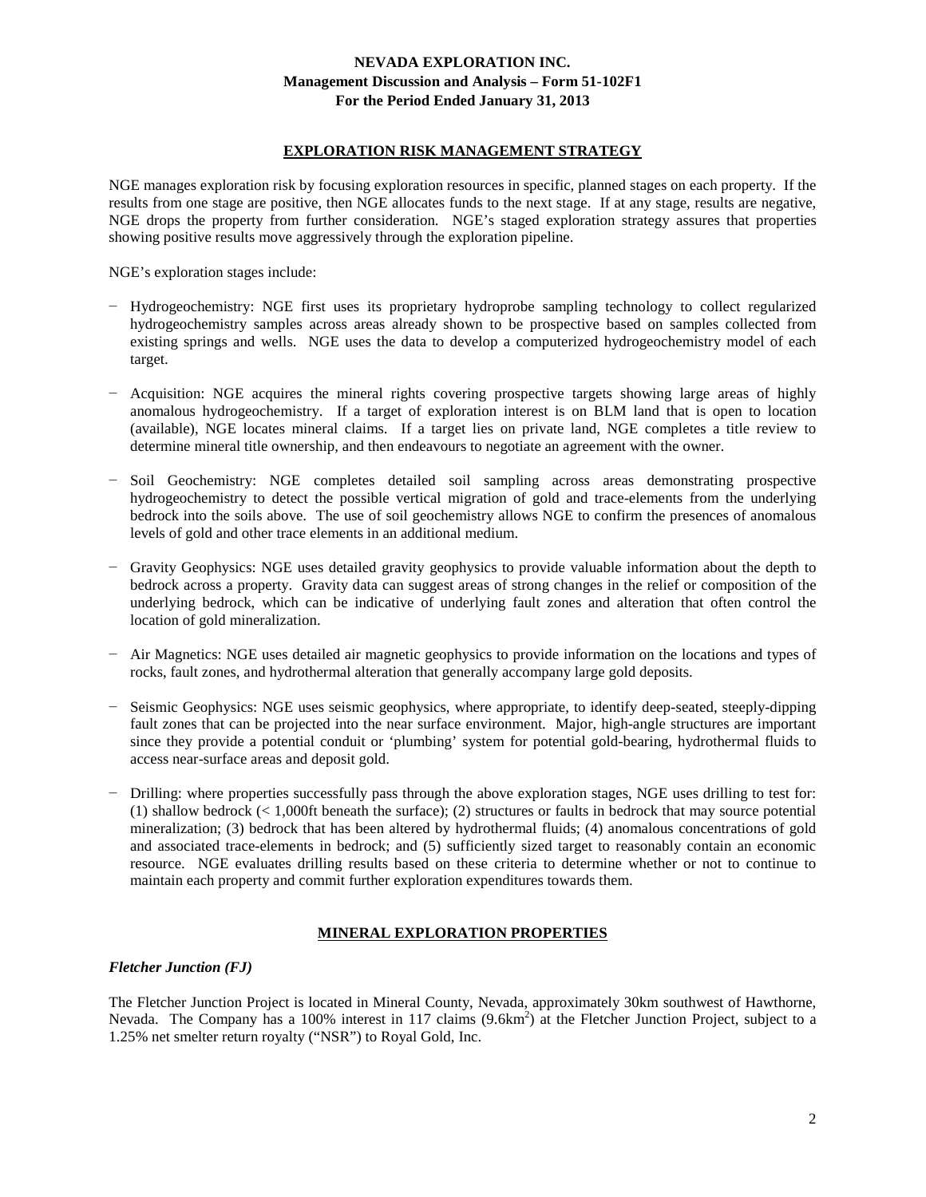## EXPLORATION RISK MANAGEMENT STRATEGY

NGE manages exploration risk by focusing exploration resources in specific, planned stages on each property. If the results from one stage are positive, then NGE allocates funds to the next stage. If at any stage, results are negative, NGE drops the property from further consideration. NGE's staged exploration strategy assures that properties showing positive results move aggressively through the exploration pipeline.

NGE's exploration stages include:

- Hydrogeochemistry: NGE first uses its proprietary hydroprobe sampling technology to collect regularized hydrogeochemistry samples across areas already shown to be prospective based on samples collected from existing springs and wells. NGE uses the data to develop a computerized hydrogeochemistry model of each target.
- Acquisition: NGE acquires the mineral rights covering prospective targets showing large areas of highly anomalous hydrogeochemistry. If a target of exploration interest is on BLM land that is open to location (available), NGE locates mineral claims. If a target lies on private land, NGE completes a title review to determine mineral title ownership, and then endeavours to negotiate an agreement with the owner.
- Soil Geochemistry: NGE completes detailed soil sampling across areas demonstrating prospective hydrogeochemistry to detect the possible vertical migration of gold and trace-elements from the underlying bedrock into the soils above. The use of soil geochemistry allows NGE to confirm the presences of anomalous levels of gold and other trace elements in an additional medium.
- Gravity Geophysics: NGE uses detailed gravity geophysics to provide valuable information about the depth to bedrock across a property. Gravity data can suggest areas of strong changes in the relief or composition of the underlying bedrock, which can be indicative of underlying fault zones and alteration that often control the location of gold mineralization.
- Air Magnetics: NGE uses detailed air magnetic geophysics to provide information on the locations and types of rocks, fault zones, and hydrothermal alteration that generally accompany large gold deposits.
- Seismic Geophysics: NGE uses seismic geophysics, where appropriate, to identify deep-seated, steeply-dipping fault zones that can be projected into the near surface environment. Major, high-angle structures are important since they provide a potential conduit or 'plumbing' system for potential gold-bearing, hydrothermal fluids to access near-surface areas and deposit gold.
- Drilling: where properties successfully pass through the above exploration stages, NGE uses drilling to test for: (1) shallow bedrock (< 1,000ft beneath the surface); (2) structures or faults in bedrock that may source potential mineralization; (3) bedrock that has been altered by hydrothermal fluids; (4) anomalous concentrations of gold and associated trace-elements in bedrock; and (5) sufficiently sized target to reasonably contain an economic resource. NGE evaluates drilling results based on these criteria to determine whether or not to continue to maintain each property and commit further exploration expenditures towards them.

## MINERAL EXPLORATION PROPERTIES

### *Fletcher Junction (FJ)*

The Fletcher Junction Project is located in Mineral County, Nevada, approximately 30km southwest of Hawthorne, Nevada. The Company has a 100% interest in 117 claims (9.6km$^2$) at the Fletcher Junction Project, subject to a 1.25% net smelter return royalty ("NSR") to Royal Gold, Inc.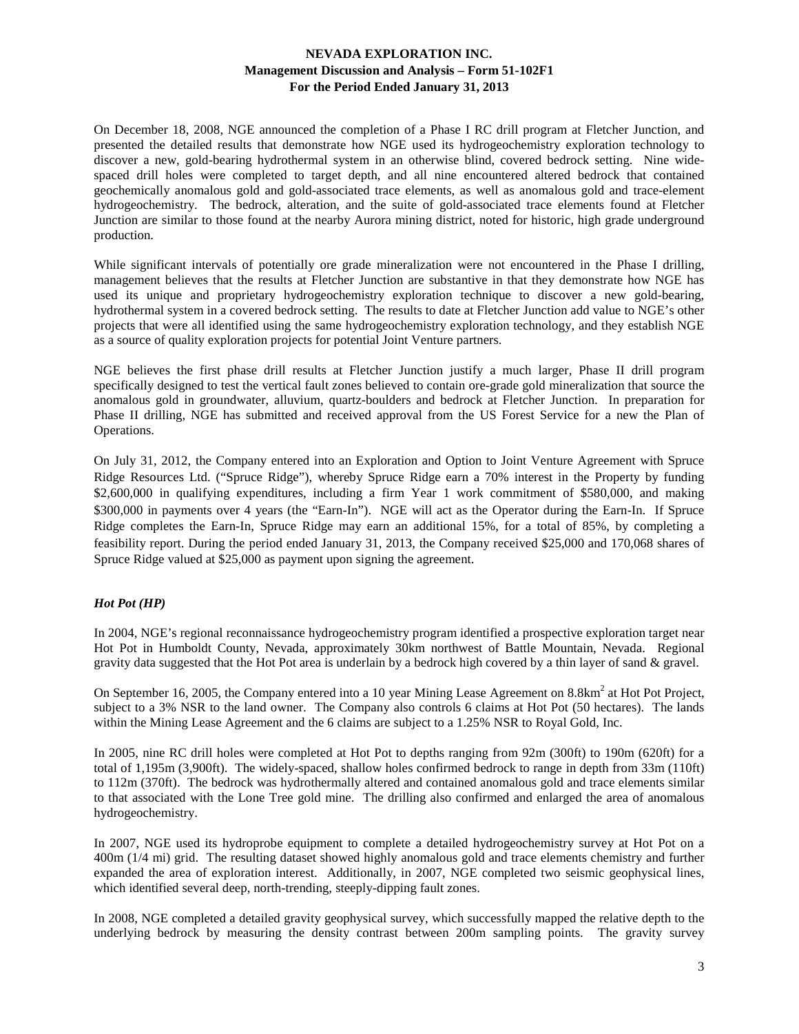On December 18, 2008, NGE announced the completion of a Phase I RC drill program at Fletcher Junction, and presented the detailed results that demonstrate how NGE used its hydrogeochemistry exploration technology to discover a new, gold-bearing hydrothermal system in an otherwise blind, covered bedrock setting. Nine wide-spaced drill holes were completed to target depth, and all nine encountered altered bedrock that contained geochemically anomalous gold and gold-associated trace elements, as well as anomalous gold and trace-element hydrogeochemistry. The bedrock, alteration, and the suite of gold-associated trace elements found at Fletcher Junction are similar to those found at the nearby Aurora mining district, noted for historic, high grade underground production.

While significant intervals of potentially ore grade mineralization were not encountered in the Phase I drilling, management believes that the results at Fletcher Junction are substantive in that they demonstrate how NGE has used its unique and proprietary hydrogeochemistry exploration technique to discover a new gold-bearing, hydrothermal system in a covered bedrock setting. The results to date at Fletcher Junction add value to NGE's other projects that were all identified using the same hydrogeochemistry exploration technology, and they establish NGE as a source of quality exploration projects for potential Joint Venture partners.

NGE believes the first phase drill results at Fletcher Junction justify a much larger, Phase II drill program specifically designed to test the vertical fault zones believed to contain ore-grade gold mineralization that source the anomalous gold in groundwater, alluvium, quartz-boulders and bedrock at Fletcher Junction. In preparation for Phase II drilling, NGE has submitted and received approval from the US Forest Service for a new the Plan of Operations.

On July 31, 2012, the Company entered into an Exploration and Option to Joint Venture Agreement with Spruce Ridge Resources Ltd. ("Spruce Ridge"), whereby Spruce Ridge earn a 70% interest in the Property by funding \$2,600,000 in qualifying expenditures, including a firm Year 1 work commitment of \$580,000, and making \$300,000 in payments over 4 years (the "Earn-In"). NGE will act as the Operator during the Earn-In. If Spruce Ridge completes the Earn-In, Spruce Ridge may earn an additional 15%, for a total of 85%, by completing a feasibility report. During the period ended January 31, 2013, the Company received \$25,000 and 170,068 shares of Spruce Ridge valued at \$25,000 as payment upon signing the agreement.

### *Hot Pot (HP)*

In 2004, NGE's regional reconnaissance hydrogeochemistry program identified a prospective exploration target near Hot Pot in Humboldt County, Nevada, approximately 30km northwest of Battle Mountain, Nevada. Regional gravity data suggested that the Hot Pot area is underlain by a bedrock high covered by a thin layer of sand & gravel.

On September 16, 2005, the Company entered into a 10 year Mining Lease Agreement on 8.8km$^2$ at Hot Pot Project, subject to a 3% NSR to the land owner. The Company also controls 6 claims at Hot Pot (50 hectares). The lands within the Mining Lease Agreement and the 6 claims are subject to a 1.25% NSR to Royal Gold, Inc.

In 2005, nine RC drill holes were completed at Hot Pot to depths ranging from 92m (300ft) to 190m (620ft) for a total of 1,195m (3,900ft). The widely-spaced, shallow holes confirmed bedrock to range in depth from 33m (110ft) to 112m (370ft). The bedrock was hydrothermally altered and contained anomalous gold and trace elements similar to that associated with the Lone Tree gold mine. The drilling also confirmed and enlarged the area of anomalous hydrogeochemistry.

In 2007, NGE used its hydroprobe equipment to complete a detailed hydrogeochemistry survey at Hot Pot on a 400m (1/4 mi) grid. The resulting dataset showed highly anomalous gold and trace elements chemistry and further expanded the area of exploration interest. Additionally, in 2007, NGE completed two seismic geophysical lines, which identified several deep, north-trending, steeply-dipping fault zones.

In 2008, NGE completed a detailed gravity geophysical survey, which successfully mapped the relative depth to the underlying bedrock by measuring the density contrast between 200m sampling points. The gravity survey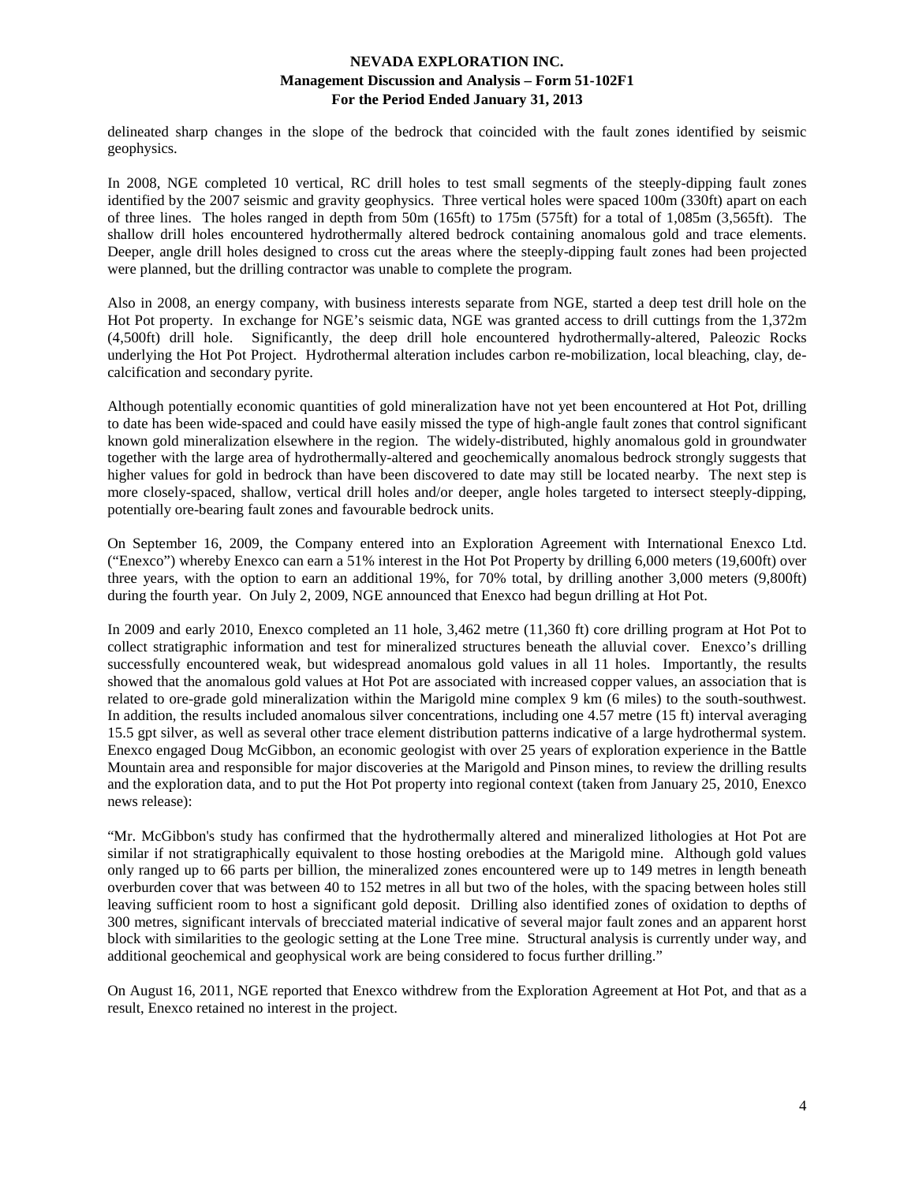delineated sharp changes in the slope of the bedrock that coincided with the fault zones identified by seismic geophysics.

In 2008, NGE completed 10 vertical, RC drill holes to test small segments of the steeply-dipping fault zones identified by the 2007 seismic and gravity geophysics. Three vertical holes were spaced 100m (330ft) apart on each of three lines. The holes ranged in depth from 50m (165ft) to 175m (575ft) for a total of 1,085m (3,565ft). The shallow drill holes encountered hydrothermally altered bedrock containing anomalous gold and trace elements. Deeper, angle drill holes designed to cross cut the areas where the steeply-dipping fault zones had been projected were planned, but the drilling contractor was unable to complete the program.

Also in 2008, an energy company, with business interests separate from NGE, started a deep test drill hole on the Hot Pot property. In exchange for NGE's seismic data, NGE was granted access to drill cuttings from the 1,372m (4,500ft) drill hole. Significantly, the deep drill hole encountered hydrothermally-altered, Paleozic Rocks underlying the Hot Pot Project. Hydrothermal alteration includes carbon re-mobilization, local bleaching, clay, de-calcification and secondary pyrite.

Although potentially economic quantities of gold mineralization have not yet been encountered at Hot Pot, drilling to date has been wide-spaced and could have easily missed the type of high-angle fault zones that control significant known gold mineralization elsewhere in the region. The widely-distributed, highly anomalous gold in groundwater together with the large area of hydrothermally-altered and geochemically anomalous bedrock strongly suggests that higher values for gold in bedrock than have been discovered to date may still be located nearby. The next step is more closely-spaced, shallow, vertical drill holes and/or deeper, angle holes targeted to intersect steeply-dipping, potentially ore-bearing fault zones and favourable bedrock units.

On September 16, 2009, the Company entered into an Exploration Agreement with International Enexco Ltd. ("Enexco") whereby Enexco can earn a 51% interest in the Hot Pot Property by drilling 6,000 meters (19,600ft) over three years, with the option to earn an additional 19%, for 70% total, by drilling another 3,000 meters (9,800ft) during the fourth year. On July 2, 2009, NGE announced that Enexco had begun drilling at Hot Pot.

In 2009 and early 2010, Enexco completed an 11 hole, 3,462 metre (11,360 ft) core drilling program at Hot Pot to collect stratigraphic information and test for mineralized structures beneath the alluvial cover. Enexco's drilling successfully encountered weak, but widespread anomalous gold values in all 11 holes. Importantly, the results showed that the anomalous gold values at Hot Pot are associated with increased copper values, an association that is related to ore-grade gold mineralization within the Marigold mine complex 9 km (6 miles) to the south-southwest. In addition, the results included anomalous silver concentrations, including one 4.57 metre (15 ft) interval averaging 15.5 gpt silver, as well as several other trace element distribution patterns indicative of a large hydrothermal system. Enexco engaged Doug McGibbon, an economic geologist with over 25 years of exploration experience in the Battle Mountain area and responsible for major discoveries at the Marigold and Pinson mines, to review the drilling results and the exploration data, and to put the Hot Pot property into regional context (taken from January 25, 2010, Enexco news release):

"Mr. McGibbon's study has confirmed that the hydrothermally altered and mineralized lithologies at Hot Pot are similar if not stratigraphically equivalent to those hosting orebodies at the Marigold mine. Although gold values only ranged up to 66 parts per billion, the mineralized zones encountered were up to 149 metres in length beneath overburden cover that was between 40 to 152 metres in all but two of the holes, with the spacing between holes still leaving sufficient room to host a significant gold deposit. Drilling also identified zones of oxidation to depths of 300 metres, significant intervals of brecciated material indicative of several major fault zones and an apparent horst block with similarities to the geologic setting at the Lone Tree mine. Structural analysis is currently under way, and additional geochemical and geophysical work are being considered to focus further drilling."

On August 16, 2011, NGE reported that Enexco withdrew from the Exploration Agreement at Hot Pot, and that as a result, Enexco retained no interest in the project.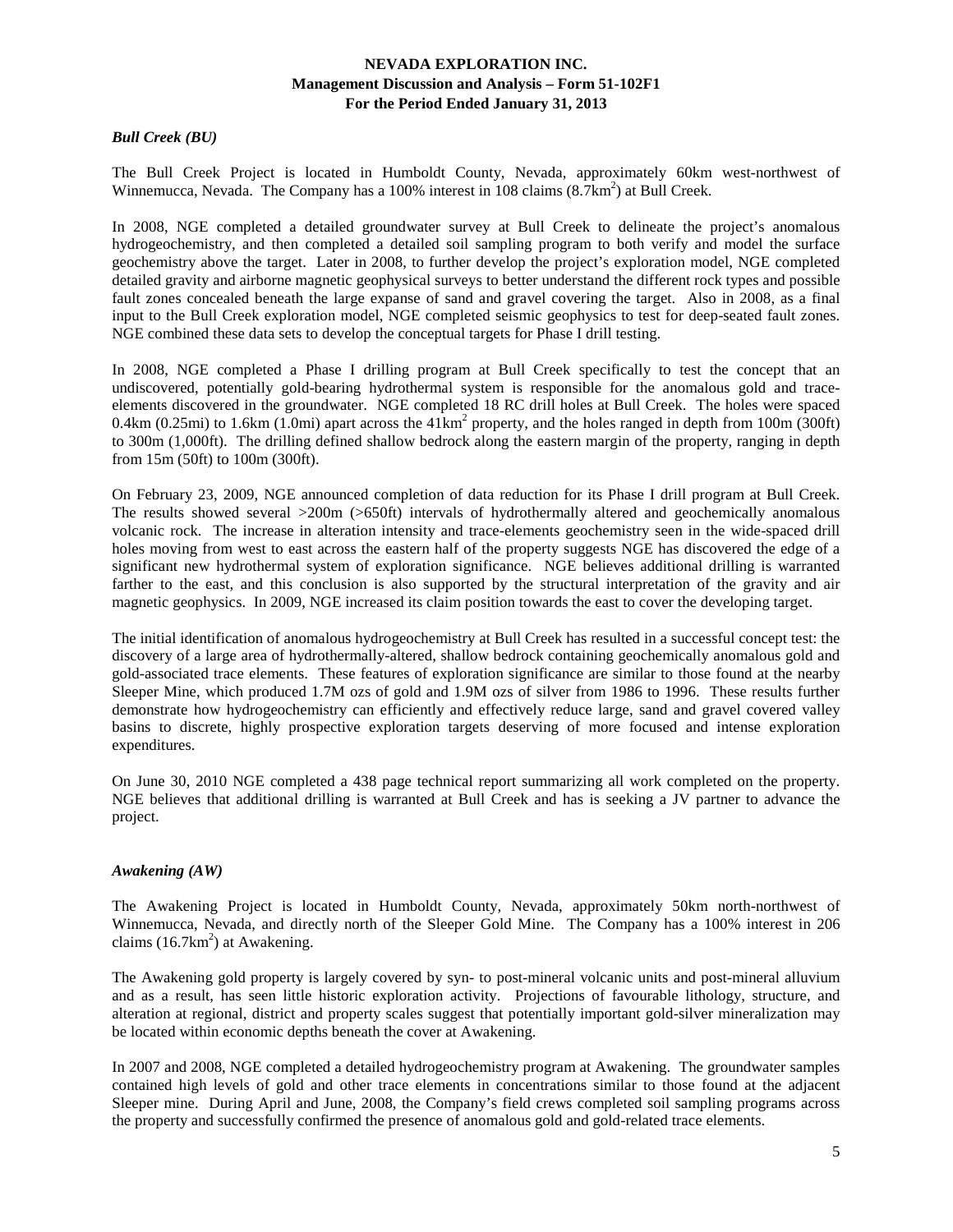### *Bull Creek (BU)*

The Bull Creek Project is located in Humboldt County, Nevada, approximately 60km west-northwest of Winnemucca, Nevada. The Company has a 100% interest in 108 claims (8.7km$^2$) at Bull Creek.

In 2008, NGE completed a detailed groundwater survey at Bull Creek to delineate the project's anomalous hydrogeochemistry, and then completed a detailed soil sampling program to both verify and model the surface geochemistry above the target. Later in 2008, to further develop the project's exploration model, NGE completed detailed gravity and airborne magnetic geophysical surveys to better understand the different rock types and possible fault zones concealed beneath the large expanse of sand and gravel covering the target. Also in 2008, as a final input to the Bull Creek exploration model, NGE completed seismic geophysics to test for deep-seated fault zones. NGE combined these data sets to develop the conceptual targets for Phase I drill testing.

In 2008, NGE completed a Phase I drilling program at Bull Creek specifically to test the concept that an undiscovered, potentially gold-bearing hydrothermal system is responsible for the anomalous gold and trace-elements discovered in the groundwater. NGE completed 18 RC drill holes at Bull Creek. The holes were spaced 0.4km (0.25mi) to 1.6km (1.0mi) apart across the 41km$^2$ property, and the holes ranged in depth from 100m (300ft) to 300m (1,000ft). The drilling defined shallow bedrock along the eastern margin of the property, ranging in depth from 15m (50ft) to 100m (300ft).

On February 23, 2009, NGE announced completion of data reduction for its Phase I drill program at Bull Creek. The results showed several >200m (>650ft) intervals of hydrothermally altered and geochemically anomalous volcanic rock. The increase in alteration intensity and trace-elements geochemistry seen in the wide-spaced drill holes moving from west to east across the eastern half of the property suggests NGE has discovered the edge of a significant new hydrothermal system of exploration significance. NGE believes additional drilling is warranted farther to the east, and this conclusion is also supported by the structural interpretation of the gravity and air magnetic geophysics. In 2009, NGE increased its claim position towards the east to cover the developing target.

The initial identification of anomalous hydrogeochemistry at Bull Creek has resulted in a successful concept test: the discovery of a large area of hydrothermally-altered, shallow bedrock containing geochemically anomalous gold and gold-associated trace elements. These features of exploration significance are similar to those found at the nearby Sleeper Mine, which produced 1.7M ozs of gold and 1.9M ozs of silver from 1986 to 1996. These results further demonstrate how hydrogeochemistry can efficiently and effectively reduce large, sand and gravel covered valley basins to discrete, highly prospective exploration targets deserving of more focused and intense exploration expenditures.

On June 30, 2010 NGE completed a 438 page technical report summarizing all work completed on the property. NGE believes that additional drilling is warranted at Bull Creek and has is seeking a JV partner to advance the project.

### *Awakening (AW)*

The Awakening Project is located in Humboldt County, Nevada, approximately 50km north-northwest of Winnemucca, Nevada, and directly north of the Sleeper Gold Mine. The Company has a 100% interest in 206 claims (16.7km$^2$) at Awakening.

The Awakening gold property is largely covered by syn- to post-mineral volcanic units and post-mineral alluvium and as a result, has seen little historic exploration activity. Projections of favourable lithology, structure, and alteration at regional, district and property scales suggest that potentially important gold-silver mineralization may be located within economic depths beneath the cover at Awakening.

In 2007 and 2008, NGE completed a detailed hydrogeochemistry program at Awakening. The groundwater samples contained high levels of gold and other trace elements in concentrations similar to those found at the adjacent Sleeper mine. During April and June, 2008, the Company's field crews completed soil sampling programs across the property and successfully confirmed the presence of anomalous gold and gold-related trace elements.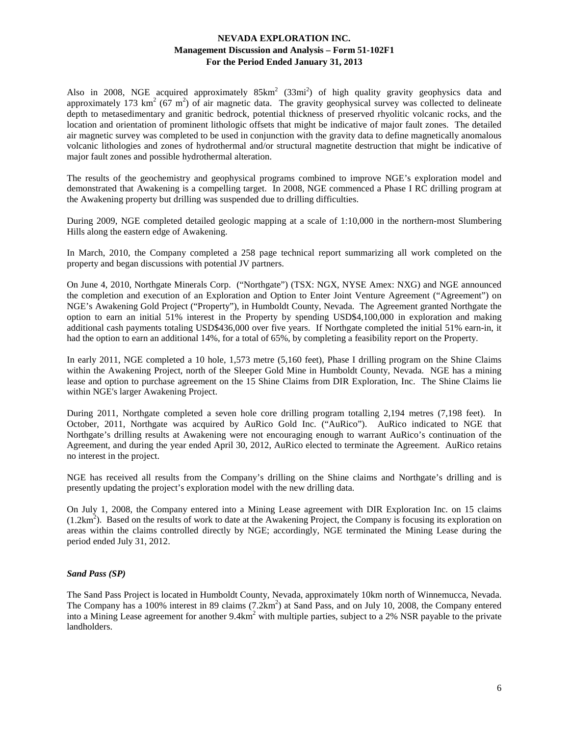Also in 2008, NGE acquired approximately 85km$^2$ (33mi$^2$) of high quality gravity geophysics data and approximately 173 km$^2$ (67 m$^2$) of air magnetic data. The gravity geophysical survey was collected to delineate depth to metasedimentary and granitic bedrock, potential thickness of preserved rhyolitic volcanic rocks, and the location and orientation of prominent lithologic offsets that might be indicative of major fault zones. The detailed air magnetic survey was completed to be used in conjunction with the gravity data to define magnetically anomalous volcanic lithologies and zones of hydrothermal and/or structural magnetite destruction that might be indicative of major fault zones and possible hydrothermal alteration.

The results of the geochemistry and geophysical programs combined to improve NGE's exploration model and demonstrated that Awakening is a compelling target. In 2008, NGE commenced a Phase I RC drilling program at the Awakening property but drilling was suspended due to drilling difficulties.

During 2009, NGE completed detailed geologic mapping at a scale of 1:10,000 in the northern-most Slumbering Hills along the eastern edge of Awakening.

In March, 2010, the Company completed a 258 page technical report summarizing all work completed on the property and began discussions with potential JV partners.

On June 4, 2010, Northgate Minerals Corp. ("Northgate") (TSX: NGX, NYSE Amex: NXG) and NGE announced the completion and execution of an Exploration and Option to Enter Joint Venture Agreement ("Agreement") on NGE's Awakening Gold Project ("Property"), in Humboldt County, Nevada. The Agreement granted Northgate the option to earn an initial 51% interest in the Property by spending USD$4,100,000 in exploration and making additional cash payments totaling USD$436,000 over five years. If Northgate completed the initial 51% earn-in, it had the option to earn an additional 14%, for a total of 65%, by completing a feasibility report on the Property.

In early 2011, NGE completed a 10 hole, 1,573 metre (5,160 feet), Phase I drilling program on the Shine Claims within the Awakening Project, north of the Sleeper Gold Mine in Humboldt County, Nevada. NGE has a mining lease and option to purchase agreement on the 15 Shine Claims from DIR Exploration, Inc. The Shine Claims lie within NGE's larger Awakening Project.

During 2011, Northgate completed a seven hole core drilling program totalling 2,194 metres (7,198 feet). In October, 2011, Northgate was acquired by AuRico Gold Inc. ("AuRico"). AuRico indicated to NGE that Northgate's drilling results at Awakening were not encouraging enough to warrant AuRico's continuation of the Agreement, and during the year ended April 30, 2012, AuRico elected to terminate the Agreement. AuRico retains no interest in the project.

NGE has received all results from the Company's drilling on the Shine claims and Northgate's drilling and is presently updating the project's exploration model with the new drilling data.

On July 1, 2008, the Company entered into a Mining Lease agreement with DIR Exploration Inc. on 15 claims (1.2km$^2$). Based on the results of work to date at the Awakening Project, the Company is focusing its exploration on areas within the claims controlled directly by NGE; accordingly, NGE terminated the Mining Lease during the period ended July 31, 2012.

### *Sand Pass (SP)*

The Sand Pass Project is located in Humboldt County, Nevada, approximately 10km north of Winnemucca, Nevada. The Company has a 100% interest in 89 claims (7.2km$^2$) at Sand Pass, and on July 10, 2008, the Company entered into a Mining Lease agreement for another 9.4km$^2$ with multiple parties, subject to a 2% NSR payable to the private landholders.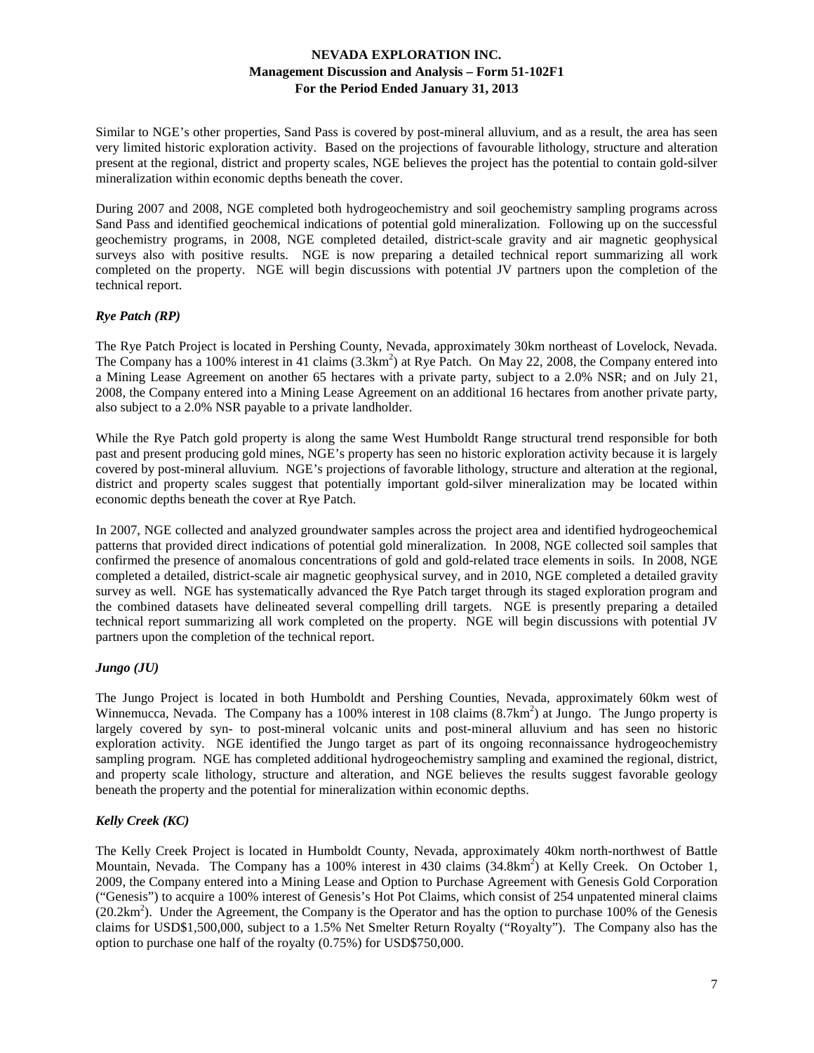Similar to NGE's other properties, Sand Pass is covered by post-mineral alluvium, and as a result, the area has seen very limited historic exploration activity. Based on the projections of favourable lithology, structure and alteration present at the regional, district and property scales, NGE believes the project has the potential to contain gold-silver mineralization within economic depths beneath the cover.

During 2007 and 2008, NGE completed both hydrogeochemistry and soil geochemistry sampling programs across Sand Pass and identified geochemical indications of potential gold mineralization. Following up on the successful geochemistry programs, in 2008, NGE completed detailed, district-scale gravity and air magnetic geophysical surveys also with positive results. NGE is now preparing a detailed technical report summarizing all work completed on the property. NGE will begin discussions with potential JV partners upon the completion of the technical report.

### *Rye Patch (RP)*

The Rye Patch Project is located in Pershing County, Nevada, approximately 30km northeast of Lovelock, Nevada. The Company has a 100% interest in 41 claims ($3.3km^2$) at Rye Patch. On May 22, 2008, the Company entered into a Mining Lease Agreement on another 65 hectares with a private party, subject to a 2.0% NSR; and on July 21, 2008, the Company entered into a Mining Lease Agreement on an additional 16 hectares from another private party, also subject to a 2.0% NSR payable to a private landholder.

While the Rye Patch gold property is along the same West Humboldt Range structural trend responsible for both past and present producing gold mines, NGE's property has seen no historic exploration activity because it is largely covered by post-mineral alluvium. NGE's projections of favorable lithology, structure and alteration at the regional, district and property scales suggest that potentially important gold-silver mineralization may be located within economic depths beneath the cover at Rye Patch.

In 2007, NGE collected and analyzed groundwater samples across the project area and identified hydrogeochemical patterns that provided direct indications of potential gold mineralization. In 2008, NGE collected soil samples that confirmed the presence of anomalous concentrations of gold and gold-related trace elements in soils. In 2008, NGE completed a detailed, district-scale air magnetic geophysical survey, and in 2010, NGE completed a detailed gravity survey as well. NGE has systematically advanced the Rye Patch target through its staged exploration program and the combined datasets have delineated several compelling drill targets. NGE is presently preparing a detailed technical report summarizing all work completed on the property. NGE will begin discussions with potential JV partners upon the completion of the technical report.

### *Jungo (JU)*

The Jungo Project is located in both Humboldt and Pershing Counties, Nevada, approximately 60km west of Winnemucca, Nevada. The Company has a 100% interest in 108 claims ($8.7km^2$) at Jungo. The Jungo property is largely covered by syn- to post-mineral volcanic units and post-mineral alluvium and has seen no historic exploration activity. NGE identified the Jungo target as part of its ongoing reconnaissance hydrogeochemistry sampling program. NGE has completed additional hydrogeochemistry sampling and examined the regional, district, and property scale lithology, structure and alteration, and NGE believes the results suggest favorable geology beneath the property and the potential for mineralization within economic depths.

### *Kelly Creek (KC)*

The Kelly Creek Project is located in Humboldt County, Nevada, approximately 40km north-northwest of Battle Mountain, Nevada. The Company has a 100% interest in 430 claims ($34.8km^2$) at Kelly Creek. On October 1, 2009, the Company entered into a Mining Lease and Option to Purchase Agreement with Genesis Gold Corporation ("Genesis") to acquire a 100% interest of Genesis's Hot Pot Claims, which consist of 254 unpatented mineral claims ($20.2km^2$). Under the Agreement, the Company is the Operator and has the option to purchase 100% of the Genesis claims for USD$1,500,000, subject to a 1.5% Net Smelter Return Royalty ("Royalty"). The Company also has the option to purchase one half of the royalty (0.75%) for USD$750,000.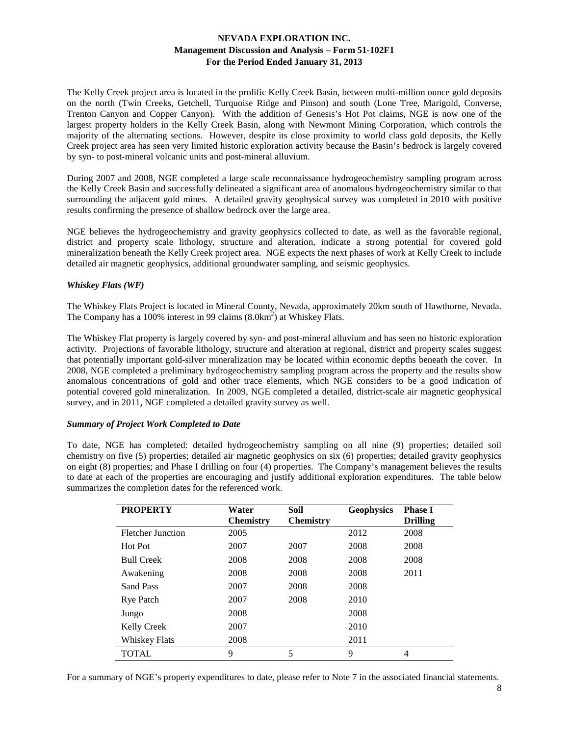The Kelly Creek project area is located in the prolific Kelly Creek Basin, between multi-million ounce gold deposits on the north (Twin Creeks, Getchell, Turquoise Ridge and Pinson) and south (Lone Tree, Marigold, Converse, Trenton Canyon and Copper Canyon). With the addition of Genesis's Hot Pot claims, NGE is now one of the largest property holders in the Kelly Creek Basin, along with Newmont Mining Corporation, which controls the majority of the alternating sections. However, despite its close proximity to world class gold deposits, the Kelly Creek project area has seen very limited historic exploration activity because the Basin's bedrock is largely covered by syn- to post-mineral volcanic units and post-mineral alluvium.

During 2007 and 2008, NGE completed a large scale reconnaissance hydrogeochemistry sampling program across the Kelly Creek Basin and successfully delineated a significant area of anomalous hydrogeochemistry similar to that surrounding the adjacent gold mines. A detailed gravity geophysical survey was completed in 2010 with positive results confirming the presence of shallow bedrock over the large area.

NGE believes the hydrogeochemistry and gravity geophysics collected to date, as well as the favorable regional, district and property scale lithology, structure and alteration, indicate a strong potential for covered gold mineralization beneath the Kelly Creek project area. NGE expects the next phases of work at Kelly Creek to include detailed air magnetic geophysics, additional groundwater sampling, and seismic geophysics.

### *Whiskey Flats (WF)*

The Whiskey Flats Project is located in Mineral County, Nevada, approximately 20km south of Hawthorne, Nevada. The Company has a 100% interest in 99 claims (8.0km$^2$) at Whiskey Flats.

The Whiskey Flat property is largely covered by syn- and post-mineral alluvium and has seen no historic exploration activity. Projections of favorable lithology, structure and alteration at regional, district and property scales suggest that potentially important gold-silver mineralization may be located within economic depths beneath the cover. In 2008, NGE completed a preliminary hydrogeochemistry sampling program across the property and the results show anomalous concentrations of gold and other trace elements, which NGE considers to be a good indication of potential covered gold mineralization. In 2009, NGE completed a detailed, district-scale air magnetic geophysical survey, and in 2011, NGE completed a detailed gravity survey as well.

### *Summary of Project Work Completed to Date*

To date, NGE has completed: detailed hydrogeochemistry sampling on all nine (9) properties; detailed soil chemistry on five (5) properties; detailed air magnetic geophysics on six (6) properties; detailed gravity geophysics on eight (8) properties; and Phase I drilling on four (4) properties. The Company's management believes the results to date at each of the properties are encouraging and justify additional exploration expenditures. The table below summarizes the completion dates for the referenced work.

| PROPERTY | Water Chemistry | Soil Chemistry | Geophysics | Phase I Drilling |
|---|---|---|---|---|
| Fletcher Junction | 2005 | | 2012 | 2008 |
| Hot Pot | 2007 | 2007 | 2008 | 2008 |
| Bull Creek | 2008 | 2008 | 2008 | 2008 |
| Awakening | 2008 | 2008 | 2008 | 2011 |
| Sand Pass | 2007 | 2008 | 2008 | |
| Rye Patch | 2007 | 2008 | 2010 | |
| Jungo | 2008 | | 2008 | |
| Kelly Creek | 2007 | | 2010 | |
| Whiskey Flats | 2008 | | 2011 | |
| TOTAL | 9 | 5 | 9 | 4 |

For a summary of NGE's property expenditures to date, please refer to Note 7 in the associated financial statements.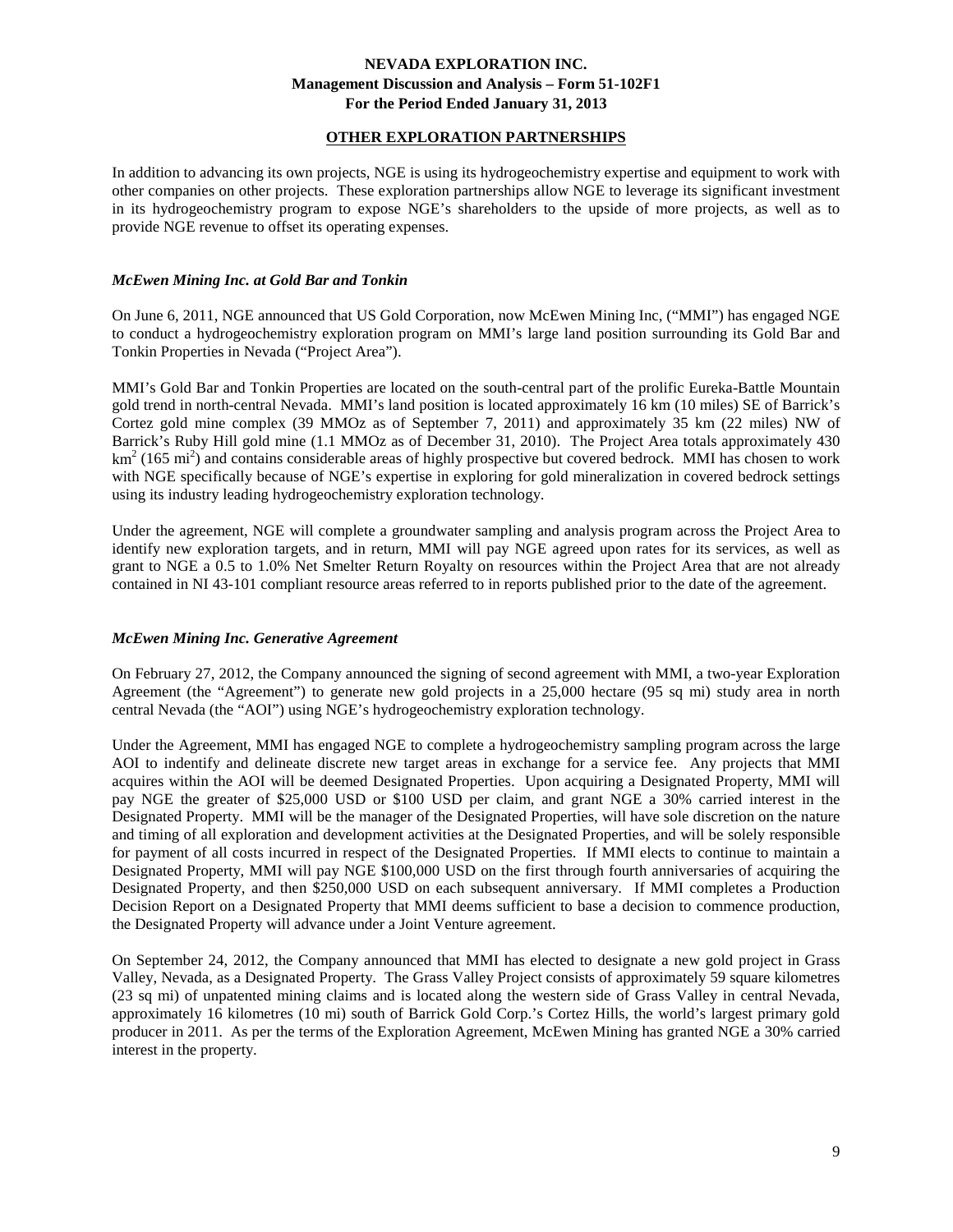## OTHER EXPLORATION PARTNERSHIPS

In addition to advancing its own projects, NGE is using its hydrogeochemistry expertise and equipment to work with other companies on other projects. These exploration partnerships allow NGE to leverage its significant investment in its hydrogeochemistry program to expose NGE's shareholders to the upside of more projects, as well as to provide NGE revenue to offset its operating expenses.

### *McEwen Mining Inc. at Gold Bar and Tonkin*

On June 6, 2011, NGE announced that US Gold Corporation, now McEwen Mining Inc, ("MMI") has engaged NGE to conduct a hydrogeochemistry exploration program on MMI's large land position surrounding its Gold Bar and Tonkin Properties in Nevada ("Project Area").

MMI's Gold Bar and Tonkin Properties are located on the south-central part of the prolific Eureka-Battle Mountain gold trend in north-central Nevada. MMI's land position is located approximately 16 km (10 miles) SE of Barrick's Cortez gold mine complex (39 MMOz as of September 7, 2011) and approximately 35 km (22 miles) NW of Barrick's Ruby Hill gold mine (1.1 MMOz as of December 31, 2010). The Project Area totals approximately 430 $km^2$ (165 $mi^2$) and contains considerable areas of highly prospective but covered bedrock. MMI has chosen to work with NGE specifically because of NGE's expertise in exploring for gold mineralization in covered bedrock settings using its industry leading hydrogeochemistry exploration technology.

Under the agreement, NGE will complete a groundwater sampling and analysis program across the Project Area to identify new exploration targets, and in return, MMI will pay NGE agreed upon rates for its services, as well as grant to NGE a 0.5 to 1.0% Net Smelter Return Royalty on resources within the Project Area that are not already contained in NI 43-101 compliant resource areas referred to in reports published prior to the date of the agreement.

### *McEwen Mining Inc. Generative Agreement*

On February 27, 2012, the Company announced the signing of second agreement with MMI, a two-year Exploration Agreement (the "Agreement") to generate new gold projects in a 25,000 hectare (95 sq mi) study area in north central Nevada (the "AOI") using NGE's hydrogeochemistry exploration technology.

Under the Agreement, MMI has engaged NGE to complete a hydrogeochemistry sampling program across the large AOI to indentify and delineate discrete new target areas in exchange for a service fee. Any projects that MMI acquires within the AOI will be deemed Designated Properties. Upon acquiring a Designated Property, MMI will pay NGE the greater of $25,000 USD or $100 USD per claim, and grant NGE a 30% carried interest in the Designated Property. MMI will be the manager of the Designated Properties, will have sole discretion on the nature and timing of all exploration and development activities at the Designated Properties, and will be solely responsible for payment of all costs incurred in respect of the Designated Properties. If MMI elects to continue to maintain a Designated Property, MMI will pay NGE $100,000 USD on the first through fourth anniversaries of acquiring the Designated Property, and then $250,000 USD on each subsequent anniversary. If MMI completes a Production Decision Report on a Designated Property that MMI deems sufficient to base a decision to commence production, the Designated Property will advance under a Joint Venture agreement.

On September 24, 2012, the Company announced that MMI has elected to designate a new gold project in Grass Valley, Nevada, as a Designated Property. The Grass Valley Project consists of approximately 59 square kilometres (23 sq mi) of unpatented mining claims and is located along the western side of Grass Valley in central Nevada, approximately 16 kilometres (10 mi) south of Barrick Gold Corp.'s Cortez Hills, the world's largest primary gold producer in 2011. As per the terms of the Exploration Agreement, McEwen Mining has granted NGE a 30% carried interest in the property.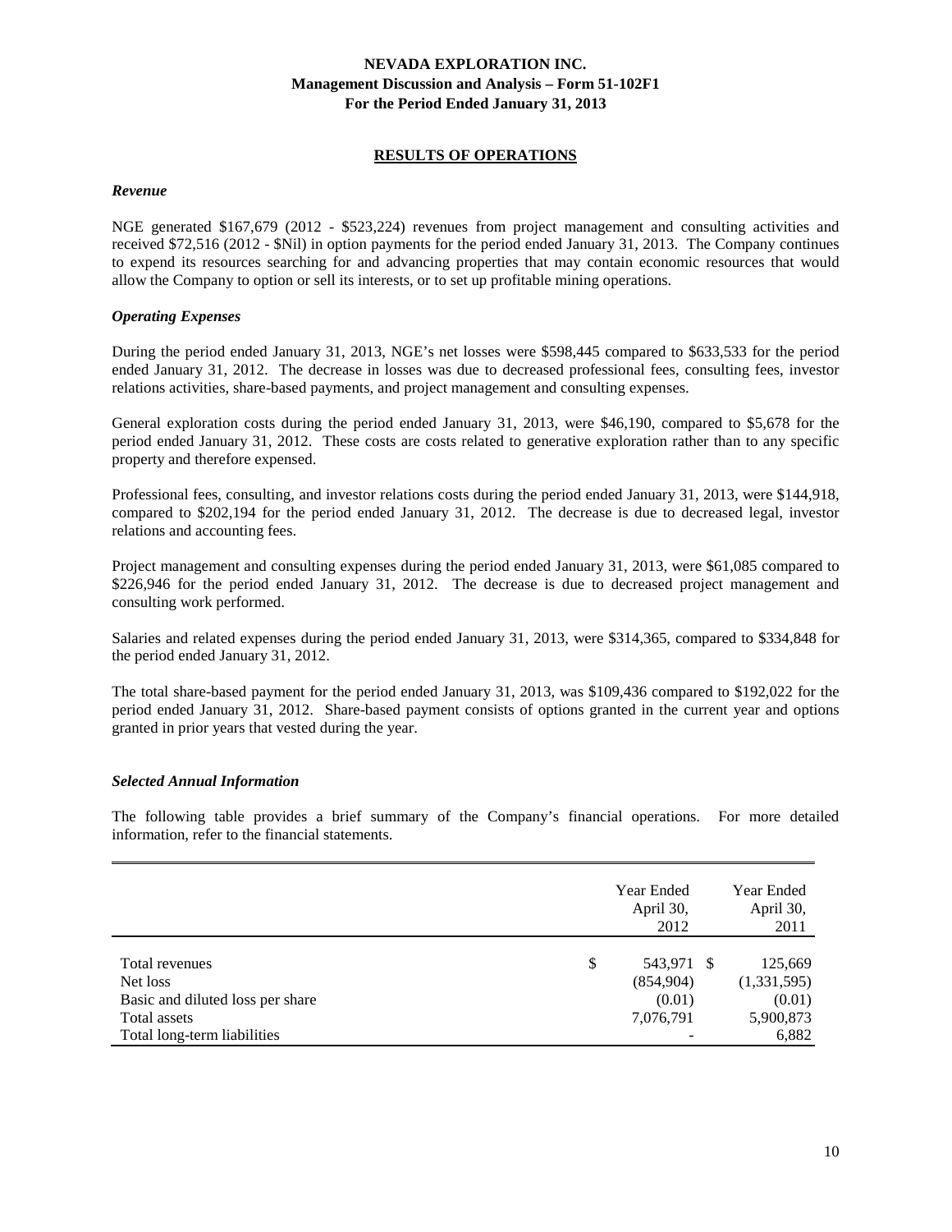## RESULTS OF OPERATIONS

### *Revenue*

NGE generated $167,679 (2012 - $523,224) revenues from project management and consulting activities and received $72,516 (2012 - $Nil) in option payments for the period ended January 31, 2013. The Company continues to expend its resources searching for and advancing properties that may contain economic resources that would allow the Company to option or sell its interests, or to set up profitable mining operations.

### *Operating Expenses*

During the period ended January 31, 2013, NGE's net losses were $598,445 compared to $633,533 for the period ended January 31, 2012. The decrease in losses was due to decreased professional fees, consulting fees, investor relations activities, share-based payments, and project management and consulting expenses.

General exploration costs during the period ended January 31, 2013, were $46,190, compared to $5,678 for the period ended January 31, 2012. These costs are costs related to generative exploration rather than to any specific property and therefore expensed.

Professional fees, consulting, and investor relations costs during the period ended January 31, 2013, were $144,918, compared to $202,194 for the period ended January 31, 2012. The decrease is due to decreased legal, investor relations and accounting fees.

Project management and consulting expenses during the period ended January 31, 2013, were $61,085 compared to $226,946 for the period ended January 31, 2012. The decrease is due to decreased project management and consulting work performed.

Salaries and related expenses during the period ended January 31, 2013, were $314,365, compared to $334,848 for the period ended January 31, 2012.

The total share-based payment for the period ended January 31, 2013, was $109,436 compared to $192,022 for the period ended January 31, 2012. Share-based payment consists of options granted in the current year and options granted in prior years that vested during the year.

### *Selected Annual Information*

The following table provides a brief summary of the Company's financial operations. For more detailed information, refer to the financial statements.

| | Year Ended April 30, 2012 | Year Ended April 30, 2011 |
|---|---|---|
| Total revenues | $ 543,971 | $ 125,669 |
| Net loss | (854,904) | (1,331,595) |
| Basic and diluted loss per share | (0.01) | (0.01) |
| Total assets | 7,076,791 | 5,900,873 |
| Total long-term liabilities | - | 6,882 |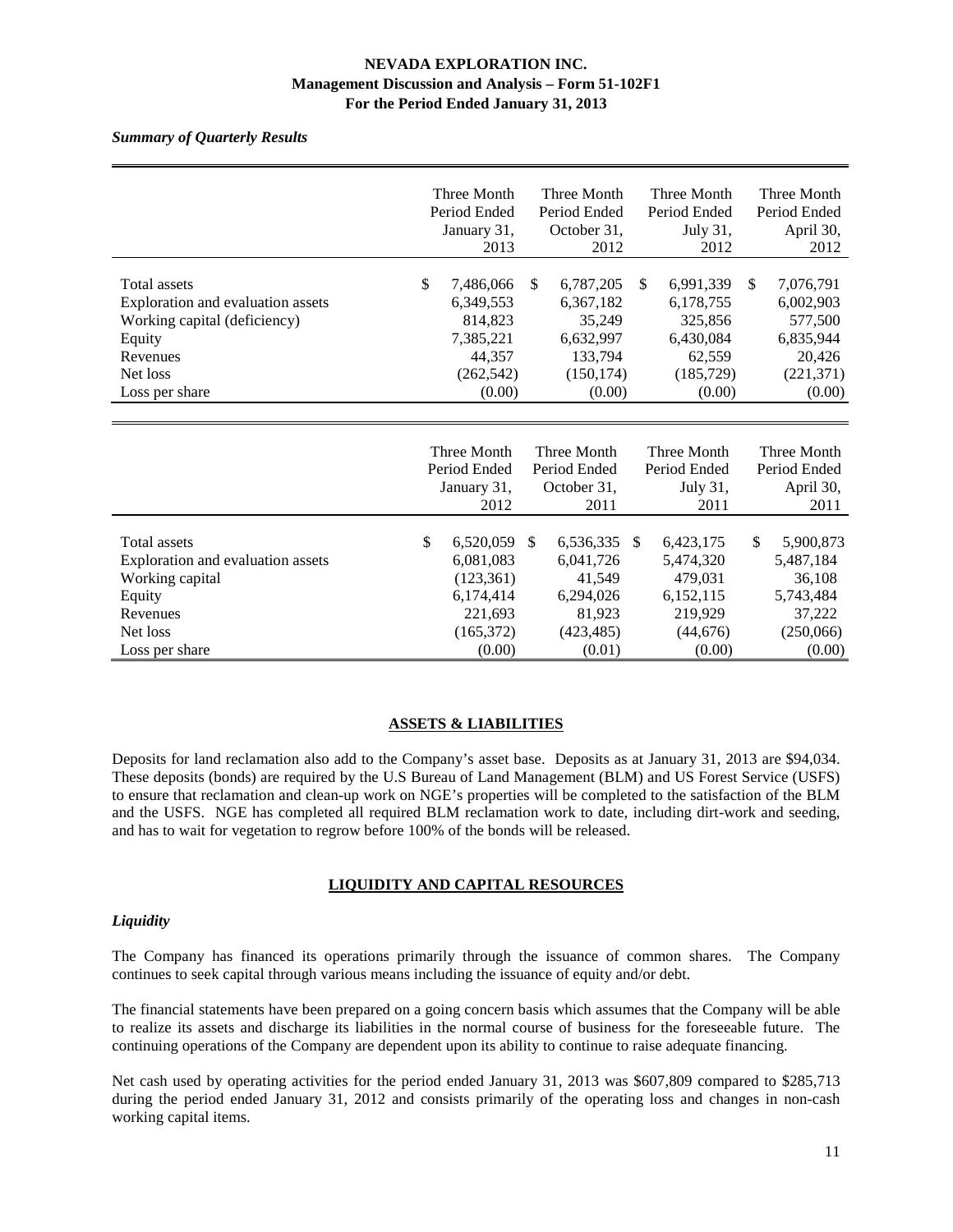*Summary of Quarterly Results*

| | Three Month Period Ended January 31, 2013 | Three Month Period Ended October 31, 2012 | Three Month Period Ended July 31, 2012 | Three Month Period Ended April 30, 2012 |
|---|---|---|---|---|
| Total assets | $ 7,486,066 | $ 6,787,205 | $ 6,991,339 | $ 7,076,791 |
| Exploration and evaluation assets | 6,349,553 | 6,367,182 | 6,178,755 | 6,002,903 |
| Working capital (deficiency) | 814,823 | 35,249 | 325,856 | 577,500 |
| Equity | 7,385,221 | 6,632,997 | 6,430,084 | 6,835,944 |
| Revenues | 44,357 | 133,794 | 62,559 | 20,426 |
| Net loss | (262,542) | (150,174) | (185,729) | (221,371) |
| Loss per share | (0.00) | (0.00) | (0.00) | (0.00) |

| | Three Month Period Ended January 31, 2012 | Three Month Period Ended October 31, 2011 | Three Month Period Ended July 31, 2011 | Three Month Period Ended April 30, 2011 |
|---|---|---|---|---|
| Total assets | $ 6,520,059 | $ 6,536,335 | $ 6,423,175 | $ 5,900,873 |
| Exploration and evaluation assets | 6,081,083 | 6,041,726 | 5,474,320 | 5,487,184 |
| Working capital | (123,361) | 41,549 | 479,031 | 36,108 |
| Equity | 6,174,414 | 6,294,026 | 6,152,115 | 5,743,484 |
| Revenues | 221,693 | 81,923 | 219,929 | 37,222 |
| Net loss | (165,372) | (423,485) | (44,676) | (250,066) |
| Loss per share | (0.00) | (0.01) | (0.00) | (0.00) |

## ASSETS & LIABILITIES

Deposits for land reclamation also add to the Company's asset base. Deposits as at January 31, 2013 are $94,034. These deposits (bonds) are required by the U.S Bureau of Land Management (BLM) and US Forest Service (USFS) to ensure that reclamation and clean-up work on NGE's properties will be completed to the satisfaction of the BLM and the USFS. NGE has completed all required BLM reclamation work to date, including dirt-work and seeding, and has to wait for vegetation to regrow before 100% of the bonds will be released.

## LIQUIDITY AND CAPITAL RESOURCES

### *Liquidity*

The Company has financed its operations primarily through the issuance of common shares. The Company continues to seek capital through various means including the issuance of equity and/or debt.

The financial statements have been prepared on a going concern basis which assumes that the Company will be able to realize its assets and discharge its liabilities in the normal course of business for the foreseeable future. The continuing operations of the Company are dependent upon its ability to continue to raise adequate financing.

Net cash used by operating activities for the period ended January 31, 2013 was $607,809 compared to $285,713 during the period ended January 31, 2012 and consists primarily of the operating loss and changes in non-cash working capital items.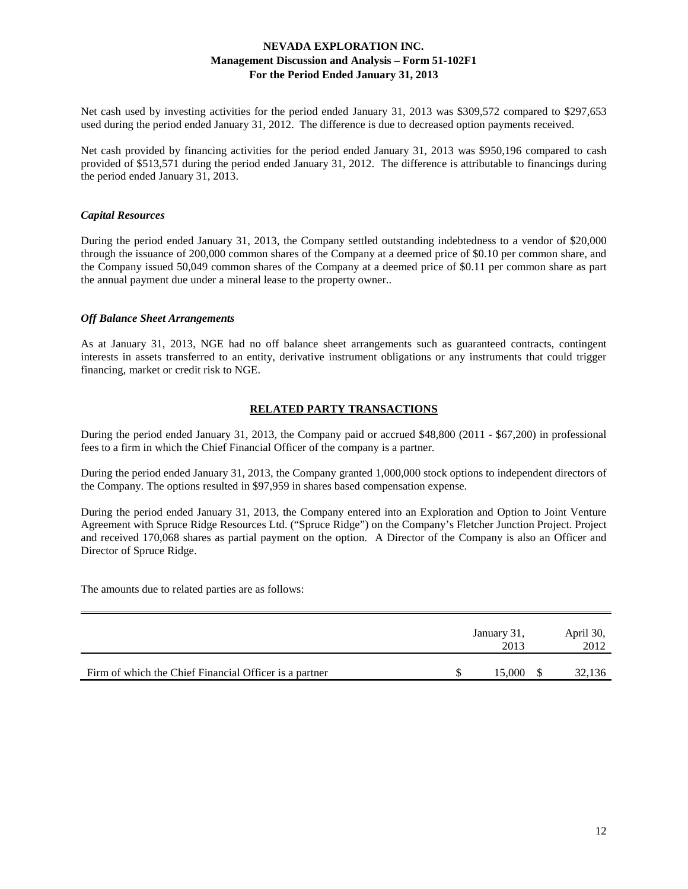Net cash used by investing activities for the period ended January 31, 2013 was $309,572 compared to $297,653 used during the period ended January 31, 2012. The difference is due to decreased option payments received.

Net cash provided by financing activities for the period ended January 31, 2013 was $950,196 compared to cash provided of $513,571 during the period ended January 31, 2012. The difference is attributable to financings during the period ended January 31, 2013.

### *Capital Resources*

During the period ended January 31, 2013, the Company settled outstanding indebtedness to a vendor of $20,000 through the issuance of 200,000 common shares of the Company at a deemed price of $0.10 per common share, and the Company issued 50,049 common shares of the Company at a deemed price of $0.11 per common share as part the annual payment due under a mineral lease to the property owner..

### *Off Balance Sheet Arrangements*

As at January 31, 2013, NGE had no off balance sheet arrangements such as guaranteed contracts, contingent interests in assets transferred to an entity, derivative instrument obligations or any instruments that could trigger financing, market or credit risk to NGE.

## RELATED PARTY TRANSACTIONS

During the period ended January 31, 2013, the Company paid or accrued $48,800 (2011 - $67,200) in professional fees to a firm in which the Chief Financial Officer of the company is a partner.

During the period ended January 31, 2013, the Company granted 1,000,000 stock options to independent directors of the Company. The options resulted in $97,959 in shares based compensation expense.

During the period ended January 31, 2013, the Company entered into an Exploration and Option to Joint Venture Agreement with Spruce Ridge Resources Ltd. ("Spruce Ridge") on the Company's Fletcher Junction Project. Project and received 170,068 shares as partial payment on the option. A Director of the Company is also an Officer and Director of Spruce Ridge.

The amounts due to related parties are as follows:

| | January 31, 2013 | April 30, 2012 |
|---|---|---|
| Firm of which the Chief Financial Officer is a partner | $ 15,000 | $ 32,136 |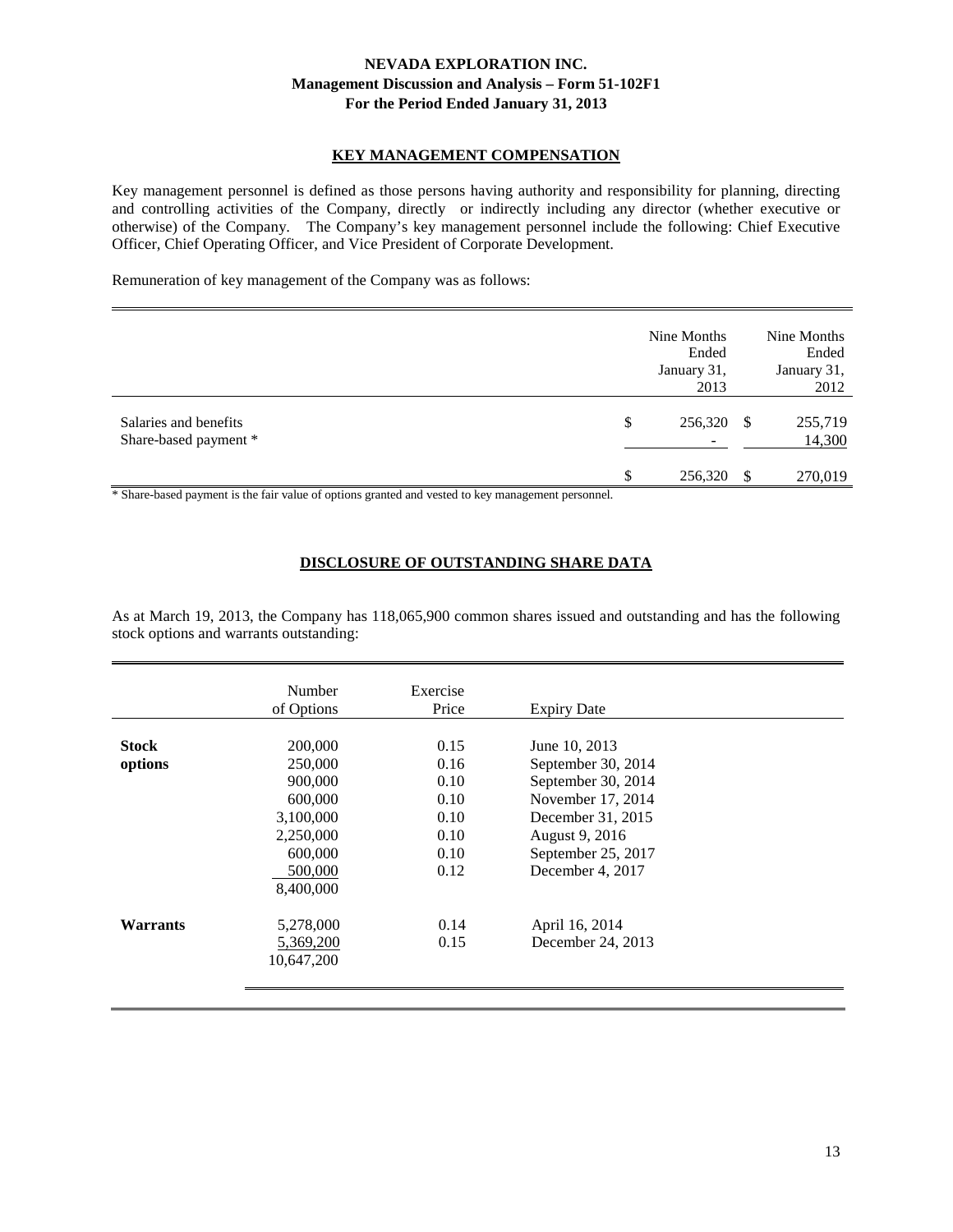## KEY MANAGEMENT COMPENSATION

Key management personnel is defined as those persons having authority and responsibility for planning, directing and controlling activities of the Company, directly or indirectly including any director (whether executive or otherwise) of the Company. The Company's key management personnel include the following: Chief Executive Officer, Chief Operating Officer, and Vice President of Corporate Development.

Remuneration of key management of the Company was as follows:

| | Nine Months Ended January 31, 2013 | Nine Months Ended January 31, 2012 |
|---|---|---|
| Salaries and benefits | $ 256,320 | $ 255,719 |
| Share-based payment * | - | 14,300 |
| | $ 256,320 | $ 270,019 |

\* Share-based payment is the fair value of options granted and vested to key management personnel.

## DISCLOSURE OF OUTSTANDING SHARE DATA

As at March 19, 2013, the Company has 118,065,900 common shares issued and outstanding and has the following stock options and warrants outstanding:

| | Number of Options | Exercise Price | Expiry Date |
|---|---|---|---|
| **Stock options** | 200,000 | 0.15 | June 10, 2013 |
| | 250,000 | 0.16 | September 30, 2014 |
| | 900,000 | 0.10 | September 30, 2014 |
| | 600,000 | 0.10 | November 17, 2014 |
| | 3,100,000 | 0.10 | December 31, 2015 |
| | 2,250,000 | 0.10 | August 9, 2016 |
| | 600,000 | 0.10 | September 25, 2017 |
| | 500,000 | 0.12 | December 4, 2017 |
| | 8,400,000 | | |
| **Warrants** | 5,278,000 | 0.14 | April 16, 2014 |
| | 5,369,200 | 0.15 | December 24, 2013 |
| | 10,647,200 | | |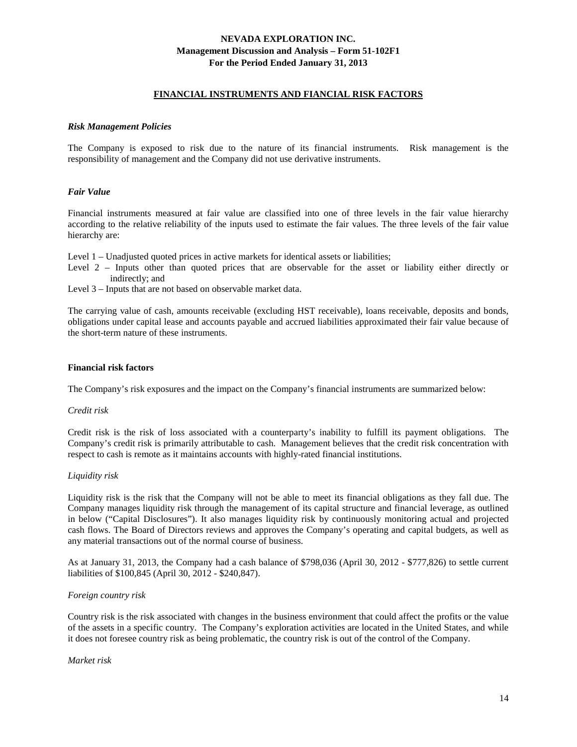## FINANCIAL INSTRUMENTS AND FIANCIAL RISK FACTORS

### *Risk Management Policies*

The Company is exposed to risk due to the nature of its financial instruments. Risk management is the responsibility of management and the Company did not use derivative instruments.

### *Fair Value*

Financial instruments measured at fair value are classified into one of three levels in the fair value hierarchy according to the relative reliability of the inputs used to estimate the fair values. The three levels of the fair value hierarchy are:

Level 1 – Unadjusted quoted prices in active markets for identical assets or liabilities;
Level 2 – Inputs other than quoted prices that are observable for the asset or liability either directly or indirectly; and
Level 3 – Inputs that are not based on observable market data.

The carrying value of cash, amounts receivable (excluding HST receivable), loans receivable, deposits and bonds, obligations under capital lease and accounts payable and accrued liabilities approximated their fair value because of the short-term nature of these instruments.

### Financial risk factors

The Company's risk exposures and the impact on the Company's financial instruments are summarized below:

*Credit risk*

Credit risk is the risk of loss associated with a counterparty's inability to fulfill its payment obligations. The Company's credit risk is primarily attributable to cash. Management believes that the credit risk concentration with respect to cash is remote as it maintains accounts with highly-rated financial institutions.

*Liquidity risk*

Liquidity risk is the risk that the Company will not be able to meet its financial obligations as they fall due. The Company manages liquidity risk through the management of its capital structure and financial leverage, as outlined in below ("Capital Disclosures"). It also manages liquidity risk by continuously monitoring actual and projected cash flows. The Board of Directors reviews and approves the Company's operating and capital budgets, as well as any material transactions out of the normal course of business.

As at January 31, 2013, the Company had a cash balance of $798,036 (April 30, 2012 - $777,826) to settle current liabilities of $100,845 (April 30, 2012 - $240,847).

*Foreign country risk*

Country risk is the risk associated with changes in the business environment that could affect the profits or the value of the assets in a specific country. The Company's exploration activities are located in the United States, and while it does not foresee country risk as being problematic, the country risk is out of the control of the Company.

*Market risk*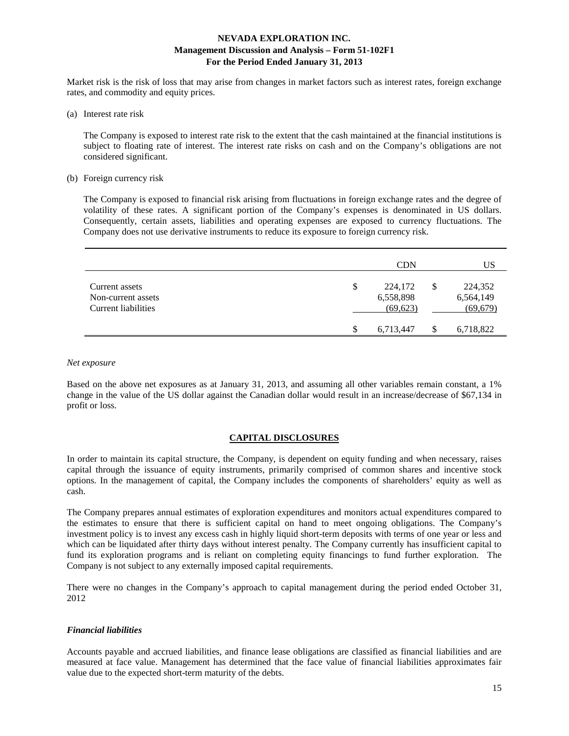Market risk is the risk of loss that may arise from changes in market factors such as interest rates, foreign exchange rates, and commodity and equity prices.

(a) Interest rate risk

The Company is exposed to interest rate risk to the extent that the cash maintained at the financial institutions is subject to floating rate of interest. The interest rate risks on cash and on the Company's obligations are not considered significant.

(b) Foreign currency risk

The Company is exposed to financial risk arising from fluctuations in foreign exchange rates and the degree of volatility of these rates. A significant portion of the Company's expenses is denominated in US dollars. Consequently, certain assets, liabilities and operating expenses are exposed to currency fluctuations. The Company does not use derivative instruments to reduce its exposure to foreign currency risk.

| | CDN | US |
|---|---|---|
| Current assets | $ 224,172 | $ 224,352 |
| Non-current assets | 6,558,898 | 6,564,149 |
| Current liabilities | (69,623) | (69,679) |
| | $ 6,713,447 | $ 6,718,822 |

*Net exposure*

Based on the above net exposures as at January 31, 2013, and assuming all other variables remain constant, a 1% change in the value of the US dollar against the Canadian dollar would result in an increase/decrease of $67,134 in profit or loss.

## CAPITAL DISCLOSURES

In order to maintain its capital structure, the Company, is dependent on equity funding and when necessary, raises capital through the issuance of equity instruments, primarily comprised of common shares and incentive stock options. In the management of capital, the Company includes the components of shareholders' equity as well as cash.

The Company prepares annual estimates of exploration expenditures and monitors actual expenditures compared to the estimates to ensure that there is sufficient capital on hand to meet ongoing obligations. The Company's investment policy is to invest any excess cash in highly liquid short-term deposits with terms of one year or less and which can be liquidated after thirty days without interest penalty. The Company currently has insufficient capital to fund its exploration programs and is reliant on completing equity financings to fund further exploration. The Company is not subject to any externally imposed capital requirements.

There were no changes in the Company's approach to capital management during the period ended October 31, 2012

### *Financial liabilities*

Accounts payable and accrued liabilities, and finance lease obligations are classified as financial liabilities and are measured at face value. Management has determined that the face value of financial liabilities approximates fair value due to the expected short-term maturity of the debts.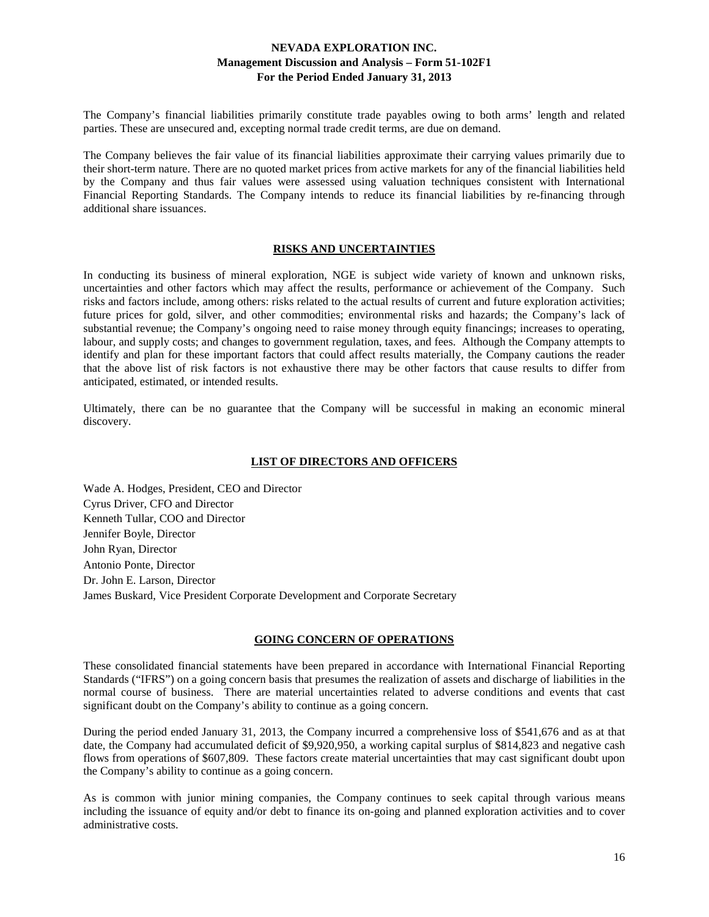The Company's financial liabilities primarily constitute trade payables owing to both arms' length and related parties. These are unsecured and, excepting normal trade credit terms, are due on demand.

The Company believes the fair value of its financial liabilities approximate their carrying values primarily due to their short-term nature. There are no quoted market prices from active markets for any of the financial liabilities held by the Company and thus fair values were assessed using valuation techniques consistent with International Financial Reporting Standards. The Company intends to reduce its financial liabilities by re-financing through additional share issuances.

## RISKS AND UNCERTAINTIES

In conducting its business of mineral exploration, NGE is subject wide variety of known and unknown risks, uncertainties and other factors which may affect the results, performance or achievement of the Company. Such risks and factors include, among others: risks related to the actual results of current and future exploration activities; future prices for gold, silver, and other commodities; environmental risks and hazards; the Company's lack of substantial revenue; the Company's ongoing need to raise money through equity financings; increases to operating, labour, and supply costs; and changes to government regulation, taxes, and fees. Although the Company attempts to identify and plan for these important factors that could affect results materially, the Company cautions the reader that the above list of risk factors is not exhaustive there may be other factors that cause results to differ from anticipated, estimated, or intended results.

Ultimately, there can be no guarantee that the Company will be successful in making an economic mineral discovery.

## LIST OF DIRECTORS AND OFFICERS

Wade A. Hodges, President, CEO and Director
Cyrus Driver, CFO and Director
Kenneth Tullar, COO and Director
Jennifer Boyle, Director
John Ryan, Director
Antonio Ponte, Director
Dr. John E. Larson, Director
James Buskard, Vice President Corporate Development and Corporate Secretary

## GOING CONCERN OF OPERATIONS

These consolidated financial statements have been prepared in accordance with International Financial Reporting Standards ("IFRS") on a going concern basis that presumes the realization of assets and discharge of liabilities in the normal course of business. There are material uncertainties related to adverse conditions and events that cast significant doubt on the Company's ability to continue as a going concern.

During the period ended January 31, 2013, the Company incurred a comprehensive loss of $541,676 and as at that date, the Company had accumulated deficit of $9,920,950, a working capital surplus of $814,823 and negative cash flows from operations of $607,809. These factors create material uncertainties that may cast significant doubt upon the Company's ability to continue as a going concern.

As is common with junior mining companies, the Company continues to seek capital through various means including the issuance of equity and/or debt to finance its on-going and planned exploration activities and to cover administrative costs.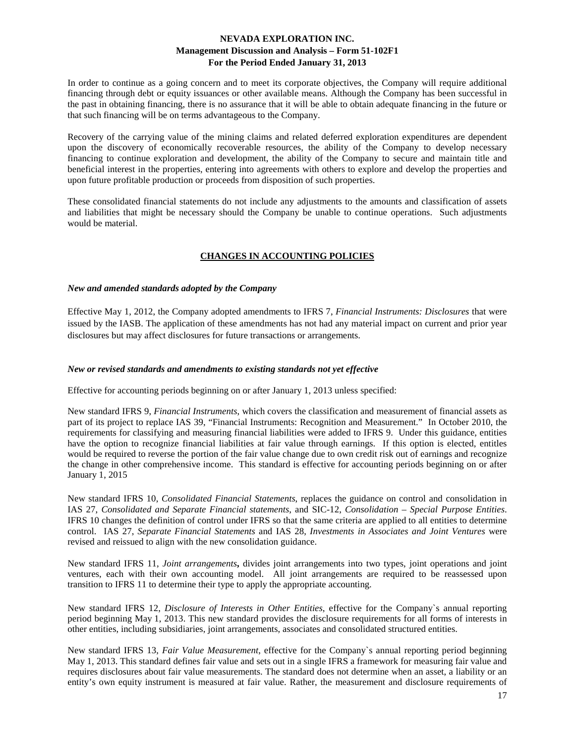In order to continue as a going concern and to meet its corporate objectives, the Company will require additional financing through debt or equity issuances or other available means. Although the Company has been successful in the past in obtaining financing, there is no assurance that it will be able to obtain adequate financing in the future or that such financing will be on terms advantageous to the Company.

Recovery of the carrying value of the mining claims and related deferred exploration expenditures are dependent upon the discovery of economically recoverable resources, the ability of the Company to develop necessary financing to continue exploration and development, the ability of the Company to secure and maintain title and beneficial interest in the properties, entering into agreements with others to explore and develop the properties and upon future profitable production or proceeds from disposition of such properties.

These consolidated financial statements do not include any adjustments to the amounts and classification of assets and liabilities that might be necessary should the Company be unable to continue operations. Such adjustments would be material.

## CHANGES IN ACCOUNTING POLICIES

### *New and amended standards adopted by the Company*

Effective May 1, 2012, the Company adopted amendments to IFRS 7, *Financial Instruments: Disclosures* that were issued by the IASB. The application of these amendments has not had any material impact on current and prior year disclosures but may affect disclosures for future transactions or arrangements.

### *New or revised standards and amendments to existing standards not yet effective*

Effective for accounting periods beginning on or after January 1, 2013 unless specified:

New standard IFRS 9, *Financial Instruments*, which covers the classification and measurement of financial assets as part of its project to replace IAS 39, "Financial Instruments: Recognition and Measurement." In October 2010, the requirements for classifying and measuring financial liabilities were added to IFRS 9. Under this guidance, entities have the option to recognize financial liabilities at fair value through earnings. If this option is elected, entitles would be required to reverse the portion of the fair value change due to own credit risk out of earnings and recognize the change in other comprehensive income. This standard is effective for accounting periods beginning on or after January 1, 2015

New standard IFRS 10, *Consolidated Financial Statements*, replaces the guidance on control and consolidation in IAS 27, *Consolidated and Separate Financial statements*, and SIC-12, *Consolidation – Special Purpose Entities*. IFRS 10 changes the definition of control under IFRS so that the same criteria are applied to all entities to determine control. IAS 27, *Separate Financial Statements* and IAS 28, *Investments in Associates and Joint Ventures* were revised and reissued to align with the new consolidation guidance.

New standard IFRS 11, *Joint arrangements***,** divides joint arrangements into two types, joint operations and joint ventures, each with their own accounting model. All joint arrangements are required to be reassessed upon transition to IFRS 11 to determine their type to apply the appropriate accounting.

New standard IFRS 12, *Disclosure of Interests in Other Entities*, effective for the Company`s annual reporting period beginning May 1, 2013. This new standard provides the disclosure requirements for all forms of interests in other entities, including subsidiaries, joint arrangements, associates and consolidated structured entities.

New standard IFRS 13, *Fair Value Measurement*, effective for the Company`s annual reporting period beginning May 1, 2013. This standard defines fair value and sets out in a single IFRS a framework for measuring fair value and requires disclosures about fair value measurements. The standard does not determine when an asset, a liability or an entity's own equity instrument is measured at fair value. Rather, the measurement and disclosure requirements of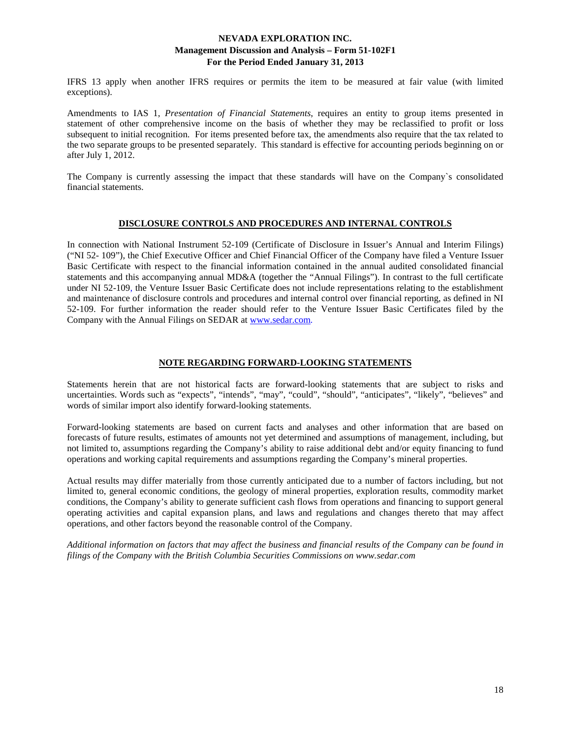IFRS 13 apply when another IFRS requires or permits the item to be measured at fair value (with limited exceptions).

Amendments to IAS 1, *Presentation of Financial Statements*, requires an entity to group items presented in statement of other comprehensive income on the basis of whether they may be reclassified to profit or loss subsequent to initial recognition. For items presented before tax, the amendments also require that the tax related to the two separate groups to be presented separately. This standard is effective for accounting periods beginning on or after July 1, 2012.

The Company is currently assessing the impact that these standards will have on the Company`s consolidated financial statements.

## DISCLOSURE CONTROLS AND PROCEDURES AND INTERNAL CONTROLS

In connection with National Instrument 52-109 (Certificate of Disclosure in Issuer's Annual and Interim Filings) ("NI 52- 109"), the Chief Executive Officer and Chief Financial Officer of the Company have filed a Venture Issuer Basic Certificate with respect to the financial information contained in the annual audited consolidated financial statements and this accompanying annual MD&A (together the "Annual Filings"). In contrast to the full certificate under NI 52-109, the Venture Issuer Basic Certificate does not include representations relating to the establishment and maintenance of disclosure controls and procedures and internal control over financial reporting, as defined in NI 52-109. For further information the reader should refer to the Venture Issuer Basic Certificates filed by the Company with the Annual Filings on SEDAR at www.sedar.com.

## NOTE REGARDING FORWARD-LOOKING STATEMENTS

Statements herein that are not historical facts are forward-looking statements that are subject to risks and uncertainties. Words such as "expects", "intends", "may", "could", "should", "anticipates", "likely", "believes" and words of similar import also identify forward-looking statements.

Forward-looking statements are based on current facts and analyses and other information that are based on forecasts of future results, estimates of amounts not yet determined and assumptions of management, including, but not limited to, assumptions regarding the Company's ability to raise additional debt and/or equity financing to fund operations and working capital requirements and assumptions regarding the Company's mineral properties.

Actual results may differ materially from those currently anticipated due to a number of factors including, but not limited to, general economic conditions, the geology of mineral properties, exploration results, commodity market conditions, the Company's ability to generate sufficient cash flows from operations and financing to support general operating activities and capital expansion plans, and laws and regulations and changes thereto that may affect operations, and other factors beyond the reasonable control of the Company.

*Additional information on factors that may affect the business and financial results of the Company can be found in filings of the Company with the British Columbia Securities Commissions on www.sedar.com*